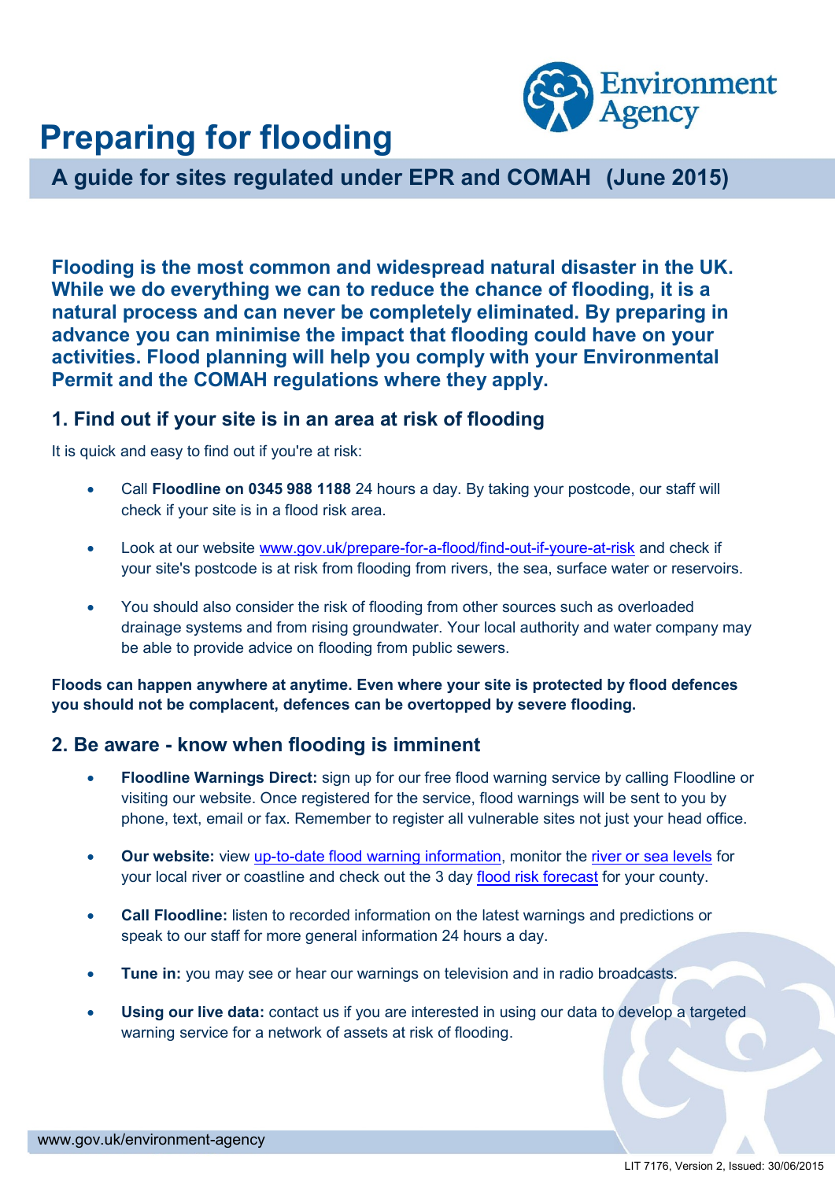# Preparing for flooding

## A guide for sites regulated under EPR and COMAH (June 2015)

**Flooding is the most common and widespread natural disaster in the UK. While we do everything we can to reduce the chance of flooding, it is a natural process and can never be completely eliminated. By preparing in advance you can minimise the impact that flooding could have on your activities. Flood planning will help you comply with your Environmental Permit and the COMAH regulations where they apply.**

### 1. Find out if your site is in an area at risk of flooding

It is quick and easy to find out if you're at risk:

- Call **Floodline on 0345 988 1188** 24 hours a day. By taking your postcode, our staff will check if your site is in a flood risk area.
- Look at our website www.gov.uk/prepare-for-a-flood/find-out-if-youre-at-risk and check if your site's postcode is at risk from flooding from rivers, the sea, surface water or reservoirs.
- You should also consider the risk of flooding from other sources such as overloaded drainage systems and from rising groundwater. Your local authority and water company may be able to provide advice on flooding from public sewers.

**Floods can happen anywhere at anytime. Even where your site is protected by flood defences you should not be complacent, defences can be overtopped by severe flooding.**

### 2. Be aware - know when flooding is imminent

- **Floodline Warnings Direct:** sign up for our free flood warning service by calling Floodline or visiting our website. Once registered for the service, flood warnings will be sent to you by phone, text, email or fax. Remember to register all vulnerable sites not just your head office.
- **Our website:** view up-to-date flood warning information, monitor the river or sea levels for your local river or coastline and check out the 3 day flood risk forecast for your county.
- **Call Floodline:** listen to recorded information on the latest warnings and predictions or speak to our staff for more general information 24 hours a day.
- **Tune in:** you may see or hear our warnings on television and in radio broadcasts.
- **Using our live data:** contact us if you are interested in using our data to develop a targeted warning service for a network of assets at risk of flooding.

LIT 7176, Version 2, Issued: 30/06/2015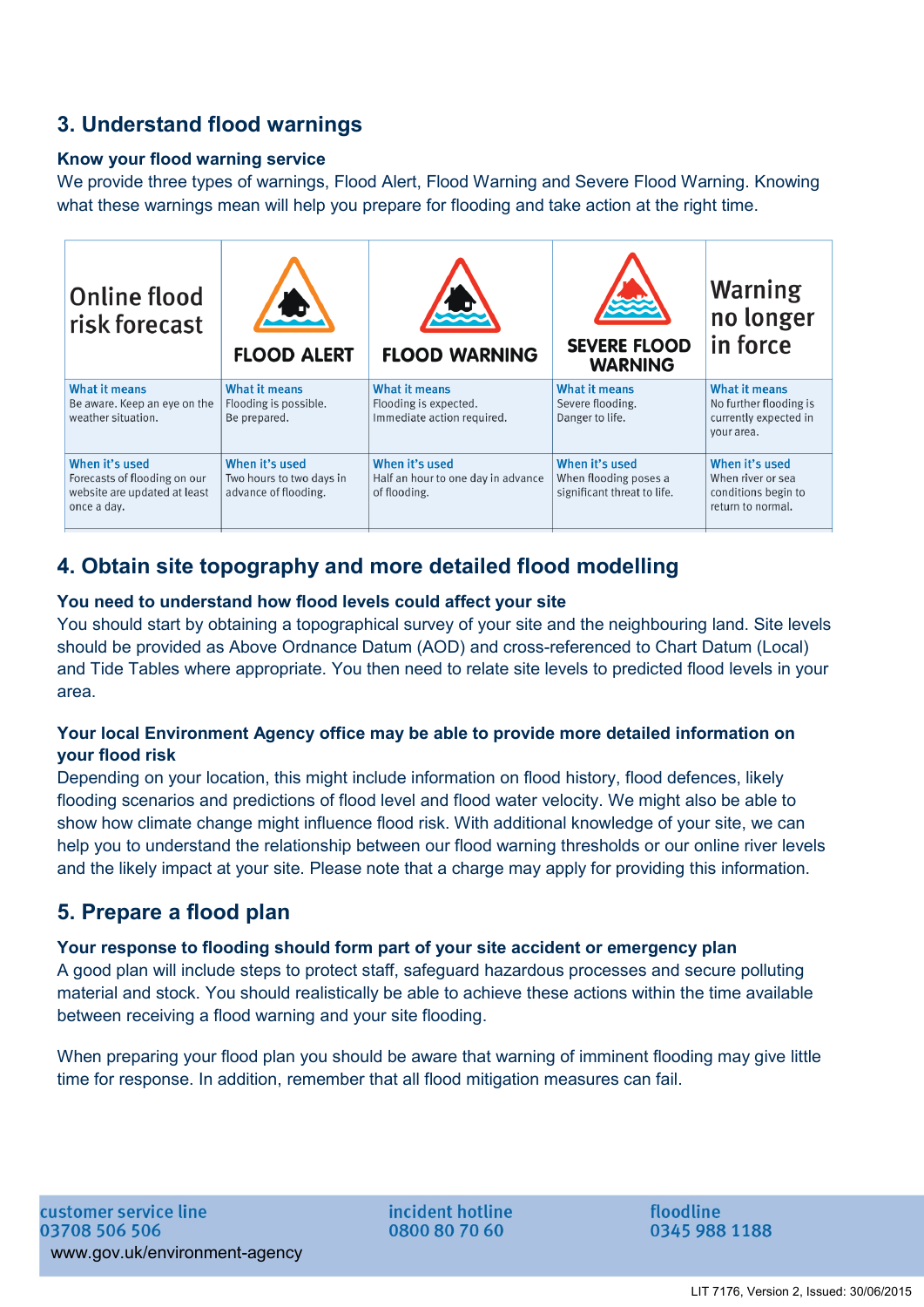## 3. Understand flood warnings

### Know your flood warning service

We provide three types of warnings, Flood Alert, Flood Warning and Severe Flood Warning. Knowing what these warnings mean will help you prepare for flooding and take action at the right time.

| Online flood risk forecast | FLOOD ALERT | FLOOD WARNING | SEVERE FLOOD WARNING | Warning no longer in force |
|---|---|---|---|---|
| **What it means** Be aware. Keep an eye on the weather situation. | **What it means** Flooding is possible. Be prepared. | **What it means** Flooding is expected. Immediate action required. | **What it means** Severe flooding. Danger to life. | **What it means** No further flooding is currently expected in your area. |
| **When it's used** Forecasts of flooding on our website are updated at least once a day. | **When it's used** Two hours to two days in advance of flooding. | **When it's used** Half an hour to one day in advance of flooding. | **When it's used** When flooding poses a significant threat to life. | **When it's used** When river or sea conditions begin to return to normal. |

## 4. Obtain site topography and more detailed flood modelling

### You need to understand how flood levels could affect your site

You should start by obtaining a topographical survey of your site and the neighbouring land. Site levels should be provided as Above Ordnance Datum (AOD) and cross-referenced to Chart Datum (Local) and Tide Tables where appropriate. You then need to relate site levels to predicted flood levels in your area.

### Your local Environment Agency office may be able to provide more detailed information on your flood risk

Depending on your location, this might include information on flood history, flood defences, likely flooding scenarios and predictions of flood level and flood water velocity. We might also be able to show how climate change might influence flood risk. With additional knowledge of your site, we can help you to understand the relationship between our flood warning thresholds or our online river levels and the likely impact at your site. Please note that a charge may apply for providing this information.

## 5. Prepare a flood plan

### Your response to flooding should form part of your site accident or emergency plan

A good plan will include steps to protect staff, safeguard hazardous processes and secure polluting material and stock. You should realistically be able to achieve these actions within the time available between receiving a flood warning and your site flooding.

When preparing your flood plan you should be aware that warning of imminent flooding may give little time for response. In addition, remember that all flood mitigation measures can fail.

customer service line
03708 506 506
www.gov.uk/environment-agency

incident hotline
0800 80 70 60

floodline
0345 988 1188

LIT 7176, Version 2, Issued: 30/06/2015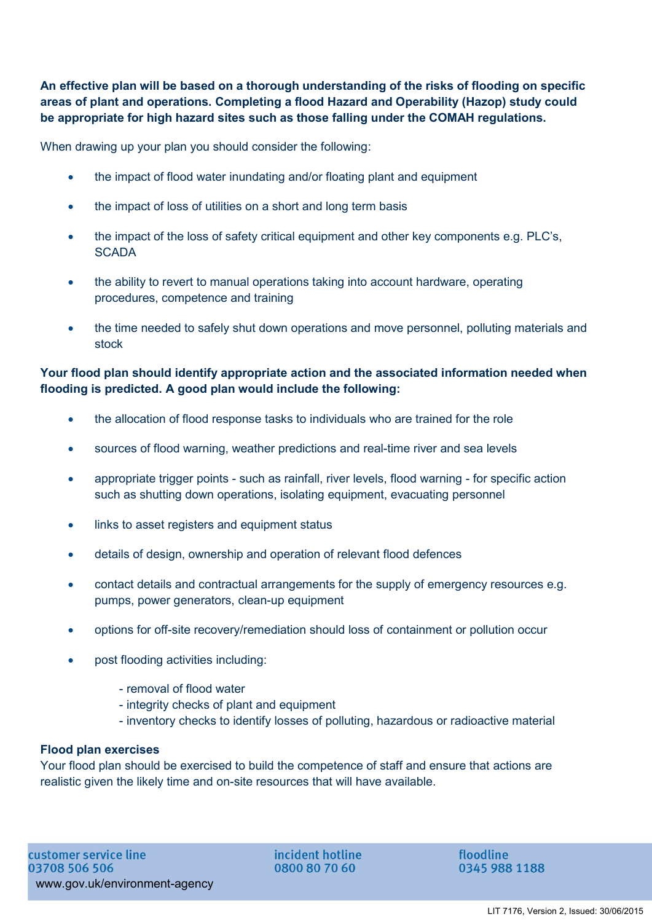**An effective plan will be based on a thorough understanding of the risks of flooding on specific areas of plant and operations. Completing a flood Hazard and Operability (Hazop) study could be appropriate for high hazard sites such as those falling under the COMAH regulations.**

When drawing up your plan you should consider the following:

- the impact of flood water inundating and/or floating plant and equipment
- the impact of loss of utilities on a short and long term basis
- the impact of the loss of safety critical equipment and other key components e.g. PLC's, SCADA
- the ability to revert to manual operations taking into account hardware, operating procedures, competence and training
- the time needed to safely shut down operations and move personnel, polluting materials and stock

**Your flood plan should identify appropriate action and the associated information needed when flooding is predicted. A good plan would include the following:**

- the allocation of flood response tasks to individuals who are trained for the role
- sources of flood warning, weather predictions and real-time river and sea levels
- appropriate trigger points - such as rainfall, river levels, flood warning - for specific action such as shutting down operations, isolating equipment, evacuating personnel
- links to asset registers and equipment status
- details of design, ownership and operation of relevant flood defences
- contact details and contractual arrangements for the supply of emergency resources e.g. pumps, power generators, clean-up equipment
- options for off-site recovery/remediation should loss of containment or pollution occur
- post flooding activities including:

  - removal of flood water
  - integrity checks of plant and equipment
  - inventory checks to identify losses of polluting, hazardous or radioactive material

**Flood plan exercises**

Your flood plan should be exercised to build the competence of staff and ensure that actions are realistic given the likely time and on-site resources that will have available.

customer service line
03708 506 506
www.gov.uk/environment-agency

incident hotline
0800 80 70 60

floodline
0345 988 1188

LIT 7176, Version 2, Issued: 30/06/2015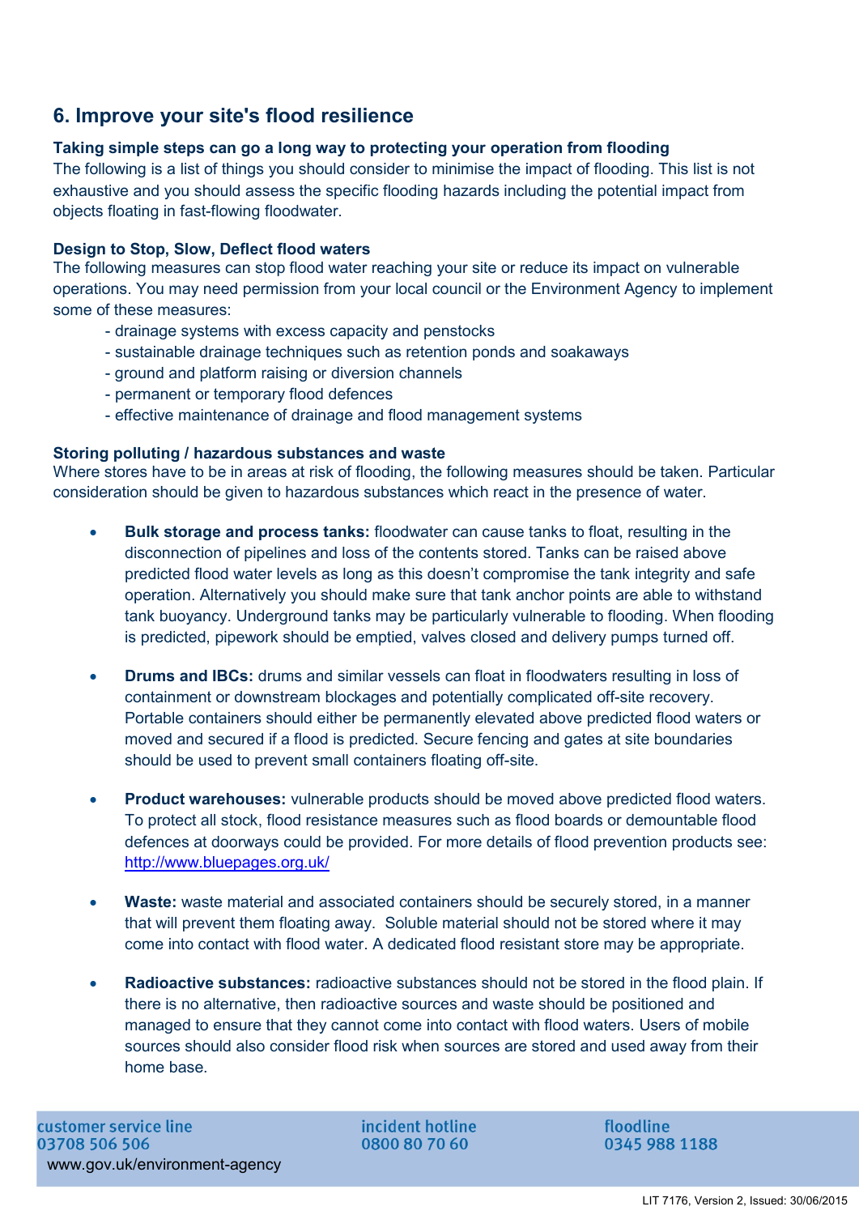## 6. Improve your site's flood resilience

**Taking simple steps can go a long way to protecting your operation from flooding**

The following is a list of things you should consider to minimise the impact of flooding. This list is not exhaustive and you should assess the specific flooding hazards including the potential impact from objects floating in fast-flowing floodwater.

**Design to Stop, Slow, Deflect flood waters**

The following measures can stop flood water reaching your site or reduce its impact on vulnerable operations. You may need permission from your local council or the Environment Agency to implement some of these measures:

- drainage systems with excess capacity and penstocks
- sustainable drainage techniques such as retention ponds and soakaways
- ground and platform raising or diversion channels
- permanent or temporary flood defences
- effective maintenance of drainage and flood management systems

**Storing polluting / hazardous substances and waste**

Where stores have to be in areas at risk of flooding, the following measures should be taken. Particular consideration should be given to hazardous substances which react in the presence of water.

- **Bulk storage and process tanks:** floodwater can cause tanks to float, resulting in the disconnection of pipelines and loss of the contents stored. Tanks can be raised above predicted flood water levels as long as this doesn't compromise the tank integrity and safe operation. Alternatively you should make sure that tank anchor points are able to withstand tank buoyancy. Underground tanks may be particularly vulnerable to flooding. When flooding is predicted, pipework should be emptied, valves closed and delivery pumps turned off.

- **Drums and IBCs:** drums and similar vessels can float in floodwaters resulting in loss of containment or downstream blockages and potentially complicated off-site recovery. Portable containers should either be permanently elevated above predicted flood waters or moved and secured if a flood is predicted. Secure fencing and gates at site boundaries should be used to prevent small containers floating off-site.

- **Product warehouses:** vulnerable products should be moved above predicted flood waters. To protect all stock, flood resistance measures such as flood boards or demountable flood defences at doorways could be provided. For more details of flood prevention products see: http://www.bluepages.org.uk/

- **Waste:** waste material and associated containers should be securely stored, in a manner that will prevent them floating away. Soluble material should not be stored where it may come into contact with flood water. A dedicated flood resistant store may be appropriate.

- **Radioactive substances:** radioactive substances should not be stored in the flood plain. If there is no alternative, then radioactive sources and waste should be positioned and managed to ensure that they cannot come into contact with flood waters. Users of mobile sources should also consider flood risk when sources are stored and used away from their home base.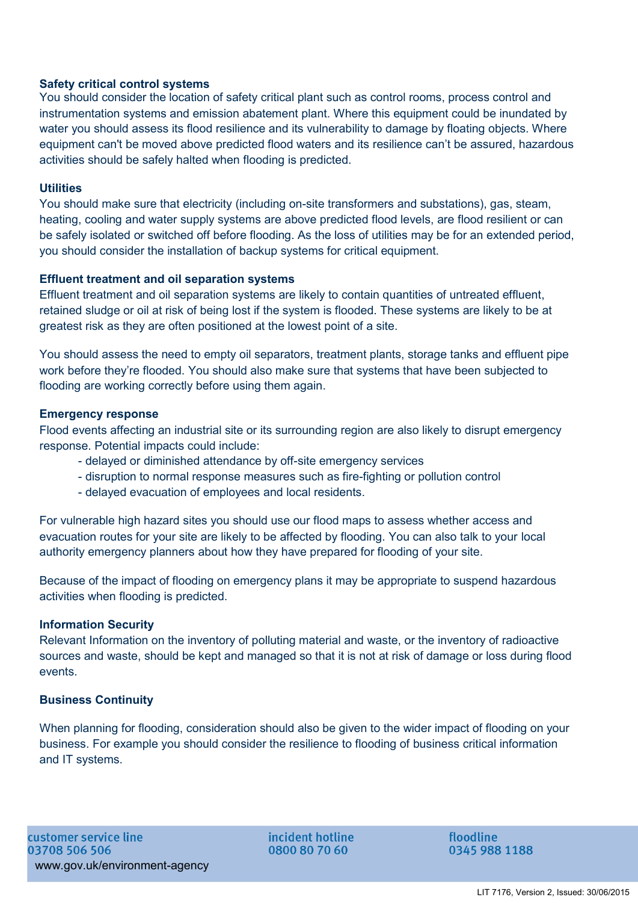**Safety critical control systems**

You should consider the location of safety critical plant such as control rooms, process control and instrumentation systems and emission abatement plant. Where this equipment could be inundated by water you should assess its flood resilience and its vulnerability to damage by floating objects. Where equipment can't be moved above predicted flood waters and its resilience can't be assured, hazardous activities should be safely halted when flooding is predicted.

**Utilities**

You should make sure that electricity (including on-site transformers and substations), gas, steam, heating, cooling and water supply systems are above predicted flood levels, are flood resilient or can be safely isolated or switched off before flooding. As the loss of utilities may be for an extended period, you should consider the installation of backup systems for critical equipment.

**Effluent treatment and oil separation systems**

Effluent treatment and oil separation systems are likely to contain quantities of untreated effluent, retained sludge or oil at risk of being lost if the system is flooded. These systems are likely to be at greatest risk as they are often positioned at the lowest point of a site.

You should assess the need to empty oil separators, treatment plants, storage tanks and effluent pipe work before they're flooded. You should also make sure that systems that have been subjected to flooding are working correctly before using them again.

**Emergency response**

Flood events affecting an industrial site or its surrounding region are also likely to disrupt emergency response. Potential impacts could include:

- delayed or diminished attendance by off-site emergency services
- disruption to normal response measures such as fire-fighting or pollution control
- delayed evacuation of employees and local residents.

For vulnerable high hazard sites you should use our flood maps to assess whether access and evacuation routes for your site are likely to be affected by flooding. You can also talk to your local authority emergency planners about how they have prepared for flooding of your site.

Because of the impact of flooding on emergency plans it may be appropriate to suspend hazardous activities when flooding is predicted.

**Information Security**

Relevant Information on the inventory of polluting material and waste, or the inventory of radioactive sources and waste, should be kept and managed so that it is not at risk of damage or loss during flood events.

**Business Continuity**

When planning for flooding, consideration should also be given to the wider impact of flooding on your business. For example you should consider the resilience to flooding of business critical information and IT systems.

customer service line
03708 506 506
www.gov.uk/environment-agency

incident hotline
0800 80 70 60

floodline
0345 988 1188

LIT 7176, Version 2, Issued: 30/06/2015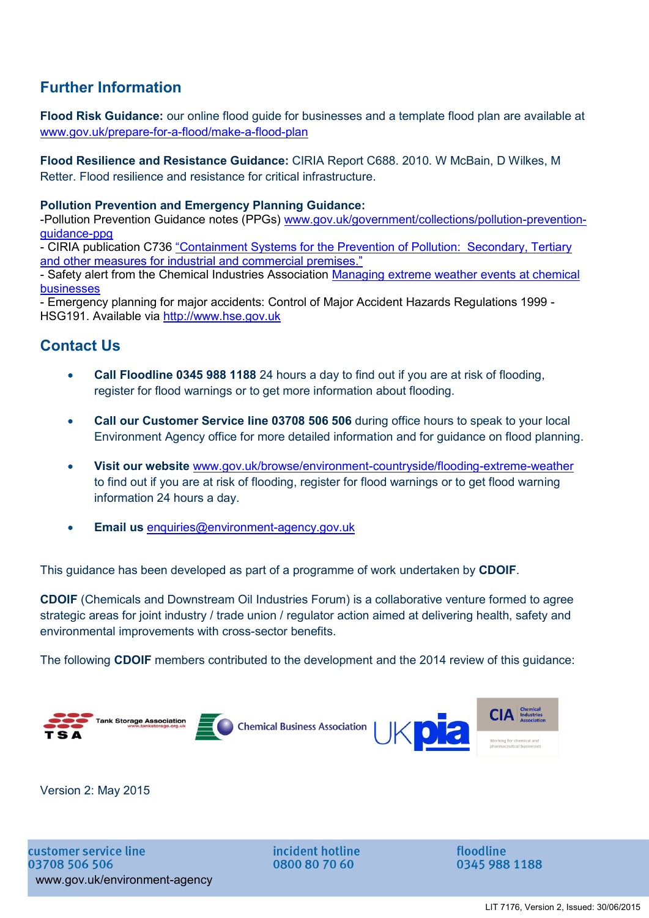## Further Information

**Flood Risk Guidance:** our online flood guide for businesses and a template flood plan are available at www.gov.uk/prepare-for-a-flood/make-a-flood-plan

**Flood Resilience and Resistance Guidance:** CIRIA Report C688. 2010. W McBain, D Wilkes, M Retter. Flood resilience and resistance for critical infrastructure.

**Pollution Prevention and Emergency Planning Guidance:**
-Pollution Prevention Guidance notes (PPGs) www.gov.uk/government/collections/pollution-prevention-guidance-ppg
- CIRIA publication C736 "Containment Systems for the Prevention of Pollution: Secondary, Tertiary and other measures for industrial and commercial premises."
- Safety alert from the Chemical Industries Association Managing extreme weather events at chemical businesses
- Emergency planning for major accidents: Control of Major Accident Hazards Regulations 1999 - HSG191. Available via http://www.hse.gov.uk

## Contact Us

- **Call Floodline 0345 988 1188** 24 hours a day to find out if you are at risk of flooding, register for flood warnings or to get more information about flooding.
- **Call our Customer Service line 03708 506 506** during office hours to speak to your local Environment Agency office for more detailed information and for guidance on flood planning.
- **Visit our website** www.gov.uk/browse/environment-countryside/flooding-extreme-weather to find out if you are at risk of flooding, register for flood warnings or to get flood warning information 24 hours a day.
- **Email us** enquiries@environment-agency.gov.uk

This guidance has been developed as part of a programme of work undertaken by **CDOIF**.

**CDOIF** (Chemicals and Downstream Oil Industries Forum) is a collaborative venture formed to agree strategic areas for joint industry / trade union / regulator action aimed at delivering health, safety and environmental improvements with cross-sector benefits.

The following **CDOIF** members contributed to the development and the 2014 review of this guidance:

TSA Tank Storage Association www.tankstorage.org.uk
Chemical Business Association
UKpia
CIA Chemical Industries Association — Working for chemical and pharmaceutical businesses

Version 2: May 2015

customer service line
03708 506 506
www.gov.uk/environment-agency

incident hotline
0800 80 70 60

floodline
0345 988 1188

LIT 7176, Version 2, Issued: 30/06/2015